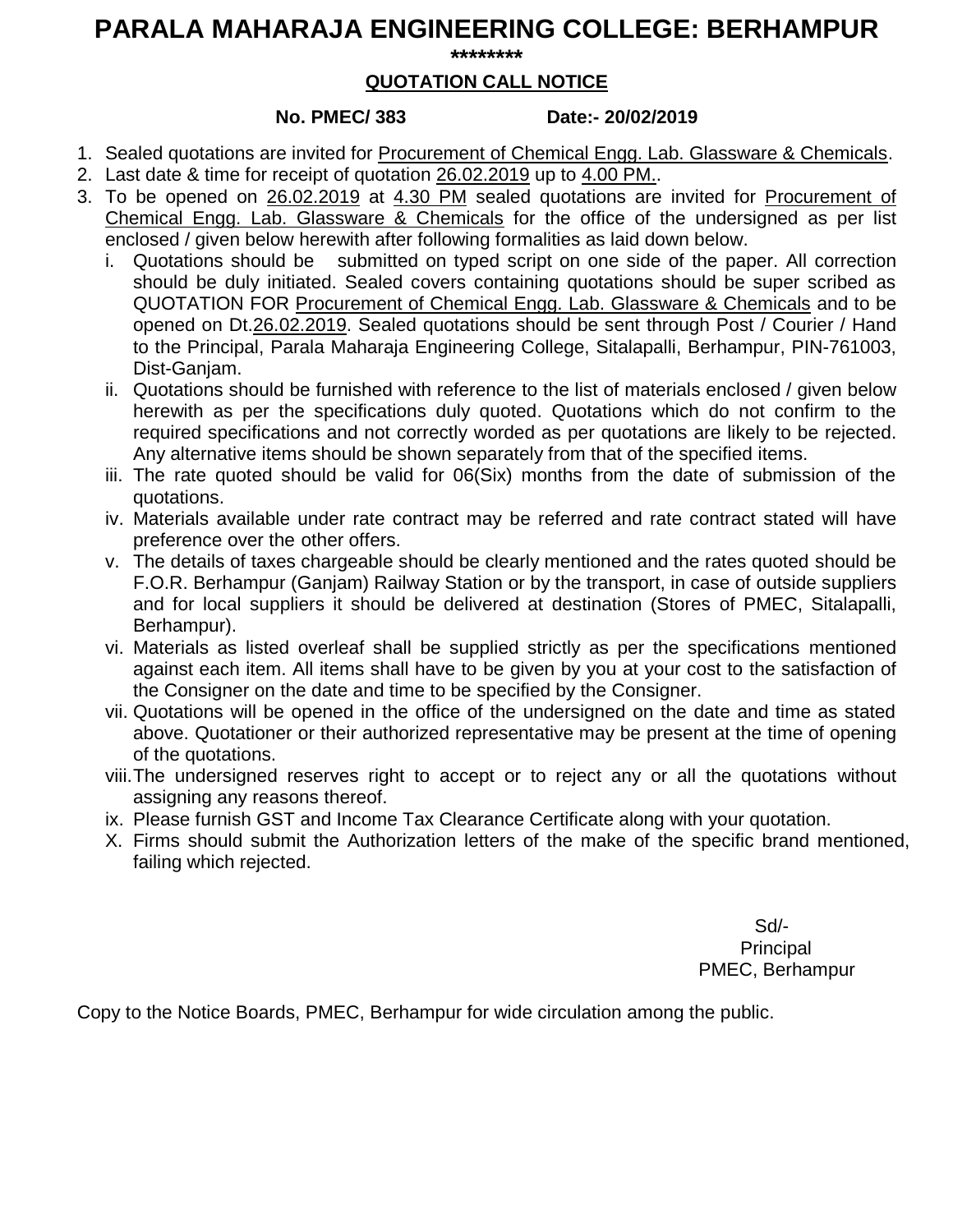# PARALA MAHARAJA ENGINEERING COLLEGE: BERHAMPUR

********

## QUOTATION CALL NOTICE

**No. PMEC/ 383 Date:- 20/02/2019**

1. Sealed quotations are invited for Procurement of Chemical Engg. Lab. Glassware & Chemicals.
2. Last date & time for receipt of quotation 26.02.2019 up to 4.00 PM..
3. To be opened on 26.02.2019 at 4.30 PM sealed quotations are invited for Procurement of Chemical Engg. Lab. Glassware & Chemicals for the office of the undersigned as per list enclosed / given below herewith after following formalities as laid down below.
   1. Quotations should be submitted on typed script on one side of the paper. All correction should be duly initiated. Sealed covers containing quotations should be super scribed as QUOTATION FOR Procurement of Chemical Engg. Lab. Glassware & Chemicals and to be opened on Dt.26.02.2019. Sealed quotations should be sent through Post / Courier / Hand to the Principal, Parala Maharaja Engineering College, Sitalapalli, Berhampur, PIN-761003, Dist-Ganjam.
   2. Quotations should be furnished with reference to the list of materials enclosed / given below herewith as per the specifications duly quoted. Quotations which do not confirm to the required specifications and not correctly worded as per quotations are likely to be rejected. Any alternative items should be shown separately from that of the specified items.
   3. The rate quoted should be valid for 06(Six) months from the date of submission of the quotations.
   4. Materials available under rate contract may be referred and rate contract stated will have preference over the other offers.
   5. The details of taxes chargeable should be clearly mentioned and the rates quoted should be F.O.R. Berhampur (Ganjam) Railway Station or by the transport, in case of outside suppliers and for local suppliers it should be delivered at destination (Stores of PMEC, Sitalapalli, Berhampur).
   6. Materials as listed overleaf shall be supplied strictly as per the specifications mentioned against each item. All items shall have to be given by you at your cost to the satisfaction of the Consigner on the date and time to be specified by the Consigner.
   7. Quotations will be opened in the office of the undersigned on the date and time as stated above. Quotationer or their authorized representative may be present at the time of opening of the quotations.
   8. The undersigned reserves right to accept or to reject any or all the quotations without assigning any reasons thereof.
   9. Please furnish GST and Income Tax Clearance Certificate along with your quotation.
   10. Firms should submit the Authorization letters of the make of the specific brand mentioned, failing which rejected.

Sd/-
Principal
PMEC, Berhampur

Copy to the Notice Boards, PMEC, Berhampur for wide circulation among the public.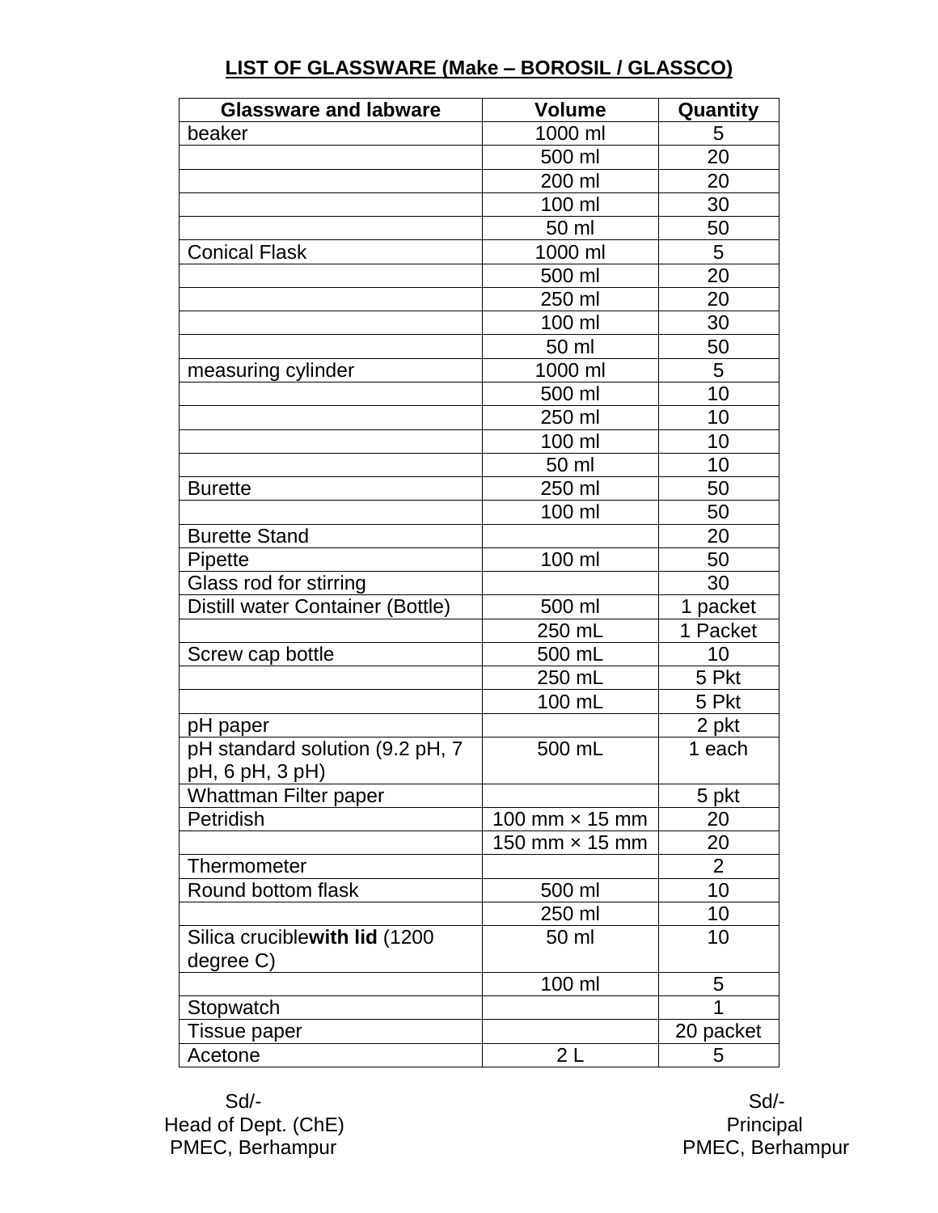## LIST OF GLASSWARE (Make – BOROSIL / GLASSCO)

| Glassware and labware | Volume | Quantity |
|---|---|---|
| beaker | 1000 ml | 5 |
| | 500 ml | 20 |
| | 200 ml | 20 |
| | 100 ml | 30 |
| | 50 ml | 50 |
| Conical Flask | 1000 ml | 5 |
| | 500 ml | 20 |
| | 250 ml | 20 |
| | 100 ml | 30 |
| | 50 ml | 50 |
| measuring cylinder | 1000 ml | 5 |
| | 500 ml | 10 |
| | 250 ml | 10 |
| | 100 ml | 10 |
| | 50 ml | 10 |
| Burette | 250 ml | 50 |
| | 100 ml | 50 |
| Burette Stand | | 20 |
| Pipette | 100 ml | 50 |
| Glass rod for stirring | | 30 |
| Distill water Container (Bottle) | 500 ml | 1 packet |
| | 250 mL | 1 Packet |
| Screw cap bottle | 500 mL | 10 |
| | 250 mL | 5 Pkt |
| | 100 mL | 5 Pkt |
| pH paper | | 2 pkt |
| pH standard solution (9.2 pH, 7 pH, 6 pH, 3 pH) | 500 mL | 1 each |
| Whattman Filter paper | | 5 pkt |
| Petridish | 100 mm × 15 mm | 20 |
| | 150 mm × 15 mm | 20 |
| Thermometer | | 2 |
| Round bottom flask | 500 ml | 10 |
| | 250 ml | 10 |
| Silica crucible**with lid** (1200 degree C) | 50 ml | 10 |
| | 100 ml | 5 |
| Stopwatch | | 1 |
| Tissue paper | | 20 packet |
| Acetone | 2 L | 5 |

Sd/-
Head of Dept. (ChE)
PMEC, Berhampur

Sd/-
Principal
PMEC, Berhampur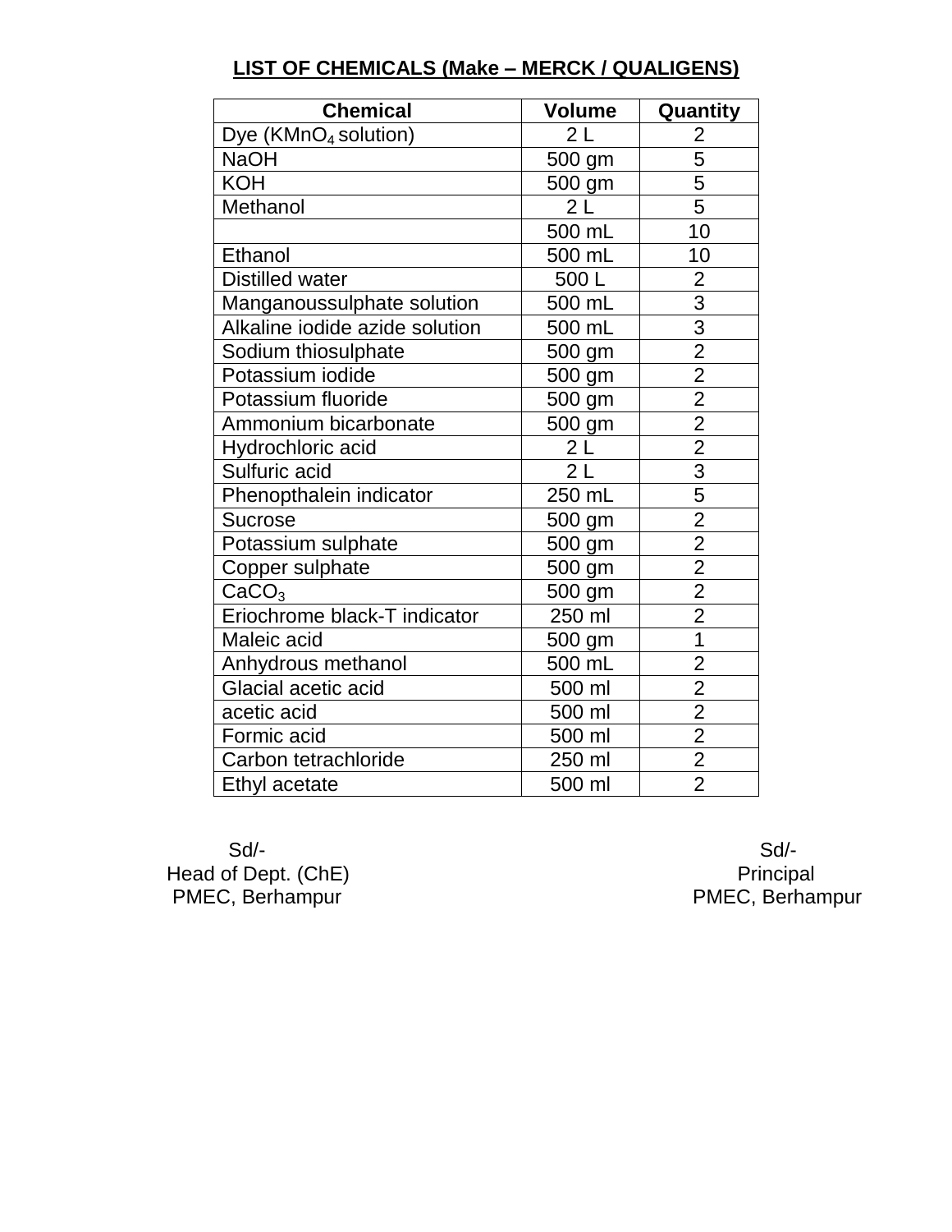**LIST OF CHEMICALS (Make – MERCK / QUALIGENS)**

| Chemical | Volume | Quantity |
|---|---|---|
| Dye ($KMnO_4$ solution) | 2 L | 2 |
| NaOH | 500 gm | 5 |
| KOH | 500 gm | 5 |
| Methanol | 2 L | 5 |
| | 500 mL | 10 |
| Ethanol | 500 mL | 10 |
| Distilled water | 500 L | 2 |
| Manganoussulphate solution | 500 mL | 3 |
| Alkaline iodide azide solution | 500 mL | 3 |
| Sodium thiosulphate | 500 gm | 2 |
| Potassium iodide | 500 gm | 2 |
| Potassium fluoride | 500 gm | 2 |
| Ammonium bicarbonate | 500 gm | 2 |
| Hydrochloric acid | 2 L | 2 |
| Sulfuric acid | 2 L | 3 |
| Phenopthalein indicator | 250 mL | 5 |
| Sucrose | 500 gm | 2 |
| Potassium sulphate | 500 gm | 2 |
| Copper sulphate | 500 gm | 2 |
| $CaCO_3$ | 500 gm | 2 |
| Eriochrome black-T indicator | 250 ml | 2 |
| Maleic acid | 500 gm | 1 |
| Anhydrous methanol | 500 mL | 2 |
| Glacial acetic acid | 500 ml | 2 |
| acetic acid | 500 ml | 2 |
| Formic acid | 500 ml | 2 |
| Carbon tetrachloride | 250 ml | 2 |
| Ethyl acetate | 500 ml | 2 |

Sd/-
Head of Dept. (ChE)
PMEC, Berhampur

Sd/-
Principal
PMEC, Berhampur